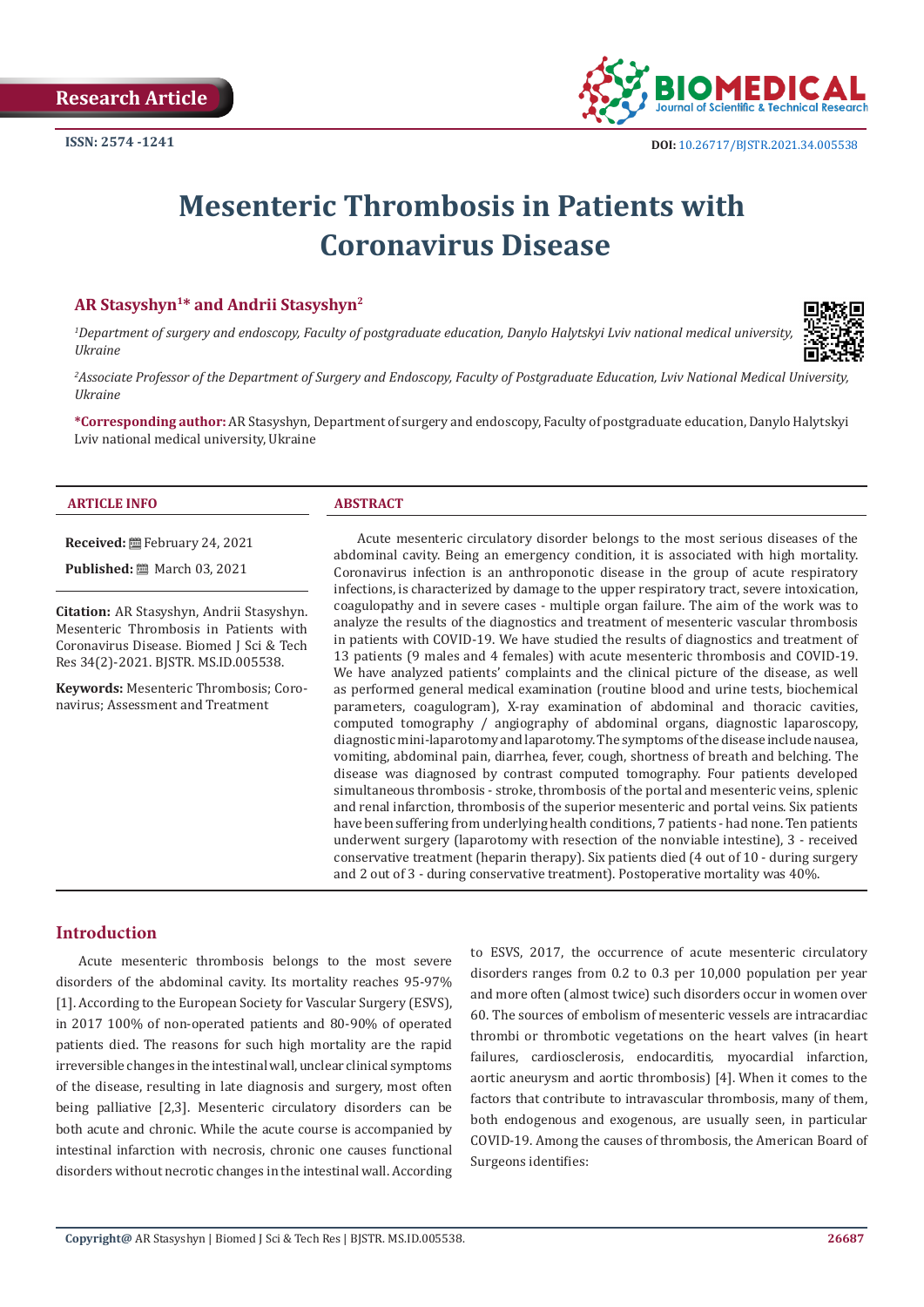Research Article

ISSN: 2574 -1241

DOI: 10.26717/BJSTR.2021.34.005538

# Mesenteric Thrombosis in Patients with Coronavirus Disease

**AR Stasyshyn[1]* and Andrii Stasyshyn[2]**

*[1]Department of surgery and endoscopy, Faculty of postgraduate education, Danylo Halytskyi Lviv national medical university, Ukraine*

*[2]Associate Professor of the Department of Surgery and Endoscopy, Faculty of Postgraduate Education, Lviv National Medical University, Ukraine*

***Corresponding author:** AR Stasyshyn, Department of surgery and endoscopy, Faculty of postgraduate education, Danylo Halytskyi Lviv national medical university, Ukraine

**ARTICLE INFO**

**Received:** February 24, 2021

**Published:** March 03, 2021

**Citation:** AR Stasyshyn, Andrii Stasyshyn. Mesenteric Thrombosis in Patients with Coronavirus Disease. Biomed J Sci & Tech Res 34(2)-2021. BJSTR. MS.ID.005538.

**Keywords:** Mesenteric Thrombosis; Coronavirus; Assessment and Treatment

**ABSTRACT**

Acute mesenteric circulatory disorder belongs to the most serious diseases of the abdominal cavity. Being an emergency condition, it is associated with high mortality. Coronavirus infection is an anthroponotic disease in the group of acute respiratory infections, is characterized by damage to the upper respiratory tract, severe intoxication, coagulopathy and in severe cases - multiple organ failure. The aim of the work was to analyze the results of the diagnostics and treatment of mesenteric vascular thrombosis in patients with COVID-19. We have studied the results of diagnostics and treatment of 13 patients (9 males and 4 females) with acute mesenteric thrombosis and COVID-19. We have analyzed patients' complaints and the clinical picture of the disease, as well as performed general medical examination (routine blood and urine tests, biochemical parameters, coagulogram), X-ray examination of abdominal and thoracic cavities, computed tomography / angiography of abdominal organs, diagnostic laparoscopy, diagnostic mini-laparotomy and laparotomy. The symptoms of the disease include nausea, vomiting, abdominal pain, diarrhea, fever, cough, shortness of breath and belching. The disease was diagnosed by contrast computed tomography. Four patients developed simultaneous thrombosis - stroke, thrombosis of the portal and mesenteric veins, splenic and renal infarction, thrombosis of the superior mesenteric and portal veins. Six patients have been suffering from underlying health conditions, 7 patients - had none. Ten patients underwent surgery (laparotomy with resection of the nonviable intestine), 3 - received conservative treatment (heparin therapy). Six patients died (4 out of 10 - during surgery and 2 out of 3 - during conservative treatment). Postoperative mortality was 40%.

## Introduction

Acute mesenteric thrombosis belongs to the most severe disorders of the abdominal cavity. Its mortality reaches 95-97% [1]. According to the European Society for Vascular Surgery (ESVS), in 2017 100% of non-operated patients and 80-90% of operated patients died. The reasons for such high mortality are the rapid irreversible changes in the intestinal wall, unclear clinical symptoms of the disease, resulting in late diagnosis and surgery, most often being palliative [2,3]. Mesenteric circulatory disorders can be both acute and chronic. While the acute course is accompanied by intestinal infarction with necrosis, chronic one causes functional disorders without necrotic changes in the intestinal wall. According to ESVS, 2017, the occurrence of acute mesenteric circulatory disorders ranges from 0.2 to 0.3 per 10,000 population per year and more often (almost twice) such disorders occur in women over 60. The sources of embolism of mesenteric vessels are intracardiac thrombi or thrombotic vegetations on the heart valves (in heart failures, cardiosclerosis, endocarditis, myocardial infarction, aortic aneurysm and aortic thrombosis) [4]. When it comes to the factors that contribute to intravascular thrombosis, many of them, both endogenous and exogenous, are usually seen, in particular COVID-19. Among the causes of thrombosis, the American Board of Surgeons identifies: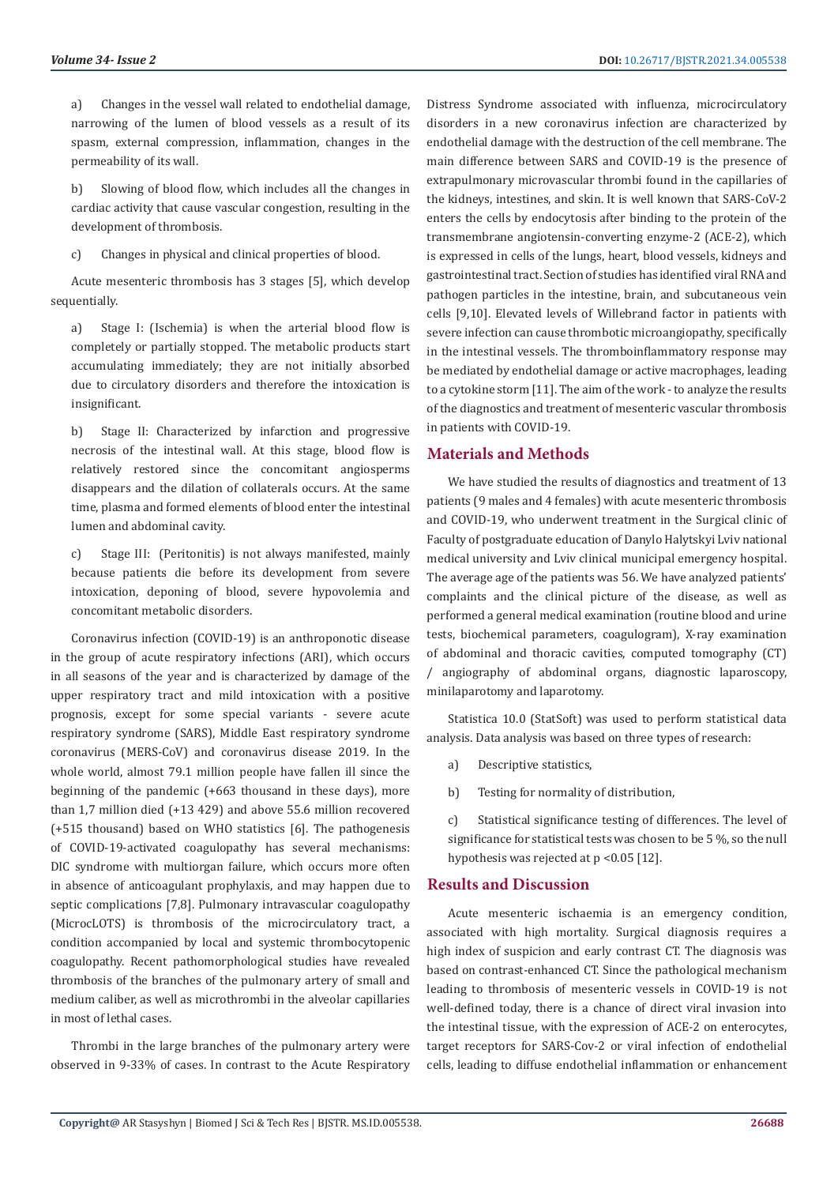a) Changes in the vessel wall related to endothelial damage, narrowing of the lumen of blood vessels as a result of its spasm, external compression, inflammation, changes in the permeability of its wall.

b) Slowing of blood flow, which includes all the changes in cardiac activity that cause vascular congestion, resulting in the development of thrombosis.

c) Changes in physical and clinical properties of blood.

Acute mesenteric thrombosis has 3 stages [5], which develop sequentially.

a) Stage I: (Ischemia) is when the arterial blood flow is completely or partially stopped. The metabolic products start accumulating immediately; they are not initially absorbed due to circulatory disorders and therefore the intoxication is insignificant.

b) Stage II: Characterized by infarction and progressive necrosis of the intestinal wall. At this stage, blood flow is relatively restored since the concomitant angiosperms disappears and the dilation of collaterals occurs. At the same time, plasma and formed elements of blood enter the intestinal lumen and abdominal cavity.

c) Stage III: (Peritonitis) is not always manifested, mainly because patients die before its development from severe intoxication, deponing of blood, severe hypovolemia and concomitant metabolic disorders.

Coronavirus infection (COVID-19) is an anthroponotic disease in the group of acute respiratory infections (ARI), which occurs in all seasons of the year and is characterized by damage of the upper respiratory tract and mild intoxication with a positive prognosis, except for some special variants - severe acute respiratory syndrome (SARS), Middle East respiratory syndrome coronavirus (MERS-CoV) and coronavirus disease 2019. In the whole world, almost 79.1 million people have fallen ill since the beginning of the pandemic (+663 thousand in these days), more than 1,7 million died (+13 429) and above 55.6 million recovered (+515 thousand) based on WHO statistics [6]. The pathogenesis of COVID-19-activated coagulopathy has several mechanisms: DIC syndrome with multiorgan failure, which occurs more often in absence of anticoagulant prophylaxis, and may happen due to septic complications [7,8]. Pulmonary intravascular coagulopathy (MicrocLOTS) is thrombosis of the microcirculatory tract, a condition accompanied by local and systemic thrombocytopenic coagulopathy. Recent pathomorphological studies have revealed thrombosis of the branches of the pulmonary artery of small and medium caliber, as well as microthrombi in the alveolar capillaries in most of lethal cases.

Thrombi in the large branches of the pulmonary artery were observed in 9-33% of cases. In contrast to the Acute Respiratory Distress Syndrome associated with influenza, microcirculatory disorders in a new coronavirus infection are characterized by endothelial damage with the destruction of the cell membrane. The main difference between SARS and COVID-19 is the presence of extrapulmonary microvascular thrombi found in the capillaries of the kidneys, intestines, and skin. It is well known that SARS-CoV-2 enters the cells by endocytosis after binding to the protein of the transmembrane angiotensin-converting enzyme-2 (ACE-2), which is expressed in cells of the lungs, heart, blood vessels, kidneys and gastrointestinal tract. Section of studies has identified viral RNA and pathogen particles in the intestine, brain, and subcutaneous vein cells [9,10]. Elevated levels of Willebrand factor in patients with severe infection can cause thrombotic microangiopathy, specifically in the intestinal vessels. The thromboinflammatory response may be mediated by endothelial damage or active macrophages, leading to a cytokine storm [11]. The aim of the work - to analyze the results of the diagnostics and treatment of mesenteric vascular thrombosis in patients with COVID-19.

## Materials and Methods

We have studied the results of diagnostics and treatment of 13 patients (9 males and 4 females) with acute mesenteric thrombosis and COVID-19, who underwent treatment in the Surgical clinic of Faculty of postgraduate education of Danylo Halytskyi Lviv national medical university and Lviv clinical municipal emergency hospital. The average age of the patients was 56. We have analyzed patients' complaints and the clinical picture of the disease, as well as performed a general medical examination (routine blood and urine tests, biochemical parameters, coagulogram), X-ray examination of abdominal and thoracic cavities, computed tomography (CT) / angiography of abdominal organs, diagnostic laparoscopy, minilaparotomy and laparotomy.

Statistica 10.0 (StatSoft) was used to perform statistical data analysis. Data analysis was based on three types of research:

a) Descriptive statistics,

b) Testing for normality of distribution,

c) Statistical significance testing of differences. The level of significance for statistical tests was chosen to be 5 %, so the null hypothesis was rejected at $p < 0.05$ [12].

## Results and Discussion

Acute mesenteric ischaemia is an emergency condition, associated with high mortality. Surgical diagnosis requires a high index of suspicion and early contrast CT. The diagnosis was based on contrast-enhanced CT. Since the pathological mechanism leading to thrombosis of mesenteric vessels in COVID-19 is not well-defined today, there is a chance of direct viral invasion into the intestinal tissue, with the expression of ACE-2 on enterocytes, target receptors for SARS-Cov-2 or viral infection of endothelial cells, leading to diffuse endothelial inflammation or enhancement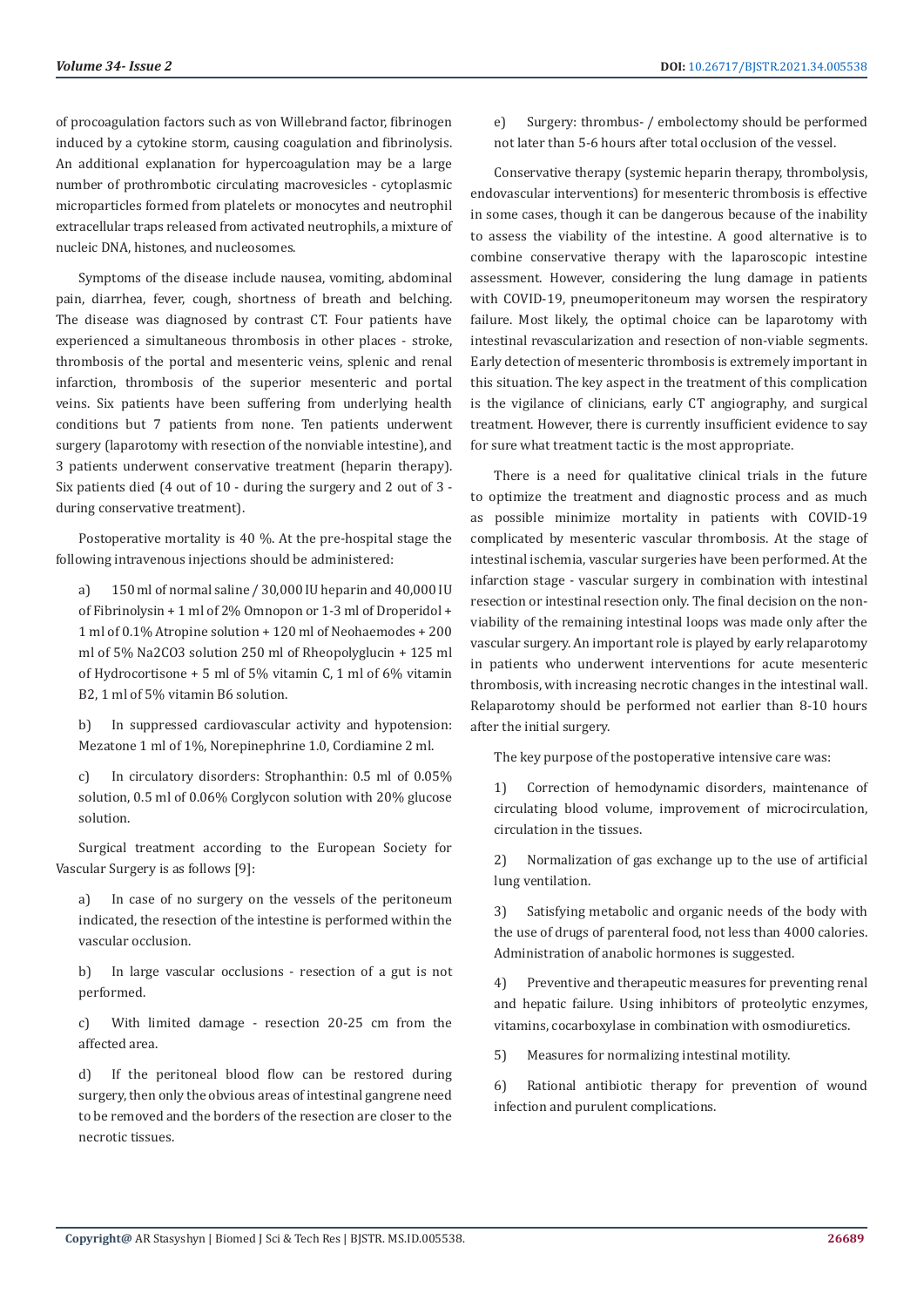of procoagulation factors such as von Willebrand factor, fibrinogen induced by a cytokine storm, causing coagulation and fibrinolysis. An additional explanation for hypercoagulation may be a large number of prothrombotic circulating macrovesicles - cytoplasmic microparticles formed from platelets or monocytes and neutrophil extracellular traps released from activated neutrophils, a mixture of nucleic DNA, histones, and nucleosomes.

Symptoms of the disease include nausea, vomiting, abdominal pain, diarrhea, fever, cough, shortness of breath and belching. The disease was diagnosed by contrast CT. Four patients have experienced a simultaneous thrombosis in other places - stroke, thrombosis of the portal and mesenteric veins, splenic and renal infarction, thrombosis of the superior mesenteric and portal veins. Six patients have been suffering from underlying health conditions but 7 patients from none. Ten patients underwent surgery (laparotomy with resection of the nonviable intestine), and 3 patients underwent conservative treatment (heparin therapy). Six patients died (4 out of 10 - during the surgery and 2 out of 3 - during conservative treatment).

Postoperative mortality is 40 %. At the pre-hospital stage the following intravenous injections should be administered:

a) 150 ml of normal saline / 30,000 IU heparin and 40,000 IU of Fibrinolysin + 1 ml of 2% Omnopon or 1-3 ml of Droperidol + 1 ml of 0.1% Atropine solution + 120 ml of Neohaemodes + 200 ml of 5% $Na_2CO_3$ solution 250 ml of Rheopolyglucin + 125 ml of Hydrocortisone + 5 ml of 5% vitamin C, 1 ml of 6% vitamin B2, 1 ml of 5% vitamin B6 solution.

b) In suppressed cardiovascular activity and hypotension: Mezatone 1 ml of 1%, Norepinephrine 1.0, Cordiamine 2 ml.

c) In circulatory disorders: Strophanthin: 0.5 ml of 0.05% solution, 0.5 ml of 0.06% Corglycon solution with 20% glucose solution.

Surgical treatment according to the European Society for Vascular Surgery is as follows [9]:

a) In case of no surgery on the vessels of the peritoneum indicated, the resection of the intestine is performed within the vascular occlusion.

b) In large vascular occlusions - resection of a gut is not performed.

c) With limited damage - resection 20-25 cm from the affected area.

d) If the peritoneal blood flow can be restored during surgery, then only the obvious areas of intestinal gangrene need to be removed and the borders of the resection are closer to the necrotic tissues.

e) Surgery: thrombus- / embolectomy should be performed not later than 5-6 hours after total occlusion of the vessel.

Conservative therapy (systemic heparin therapy, thrombolysis, endovascular interventions) for mesenteric thrombosis is effective in some cases, though it can be dangerous because of the inability to assess the viability of the intestine. A good alternative is to combine conservative therapy with the laparoscopic intestine assessment. However, considering the lung damage in patients with COVID-19, pneumoperitoneum may worsen the respiratory failure. Most likely, the optimal choice can be laparotomy with intestinal revascularization and resection of non-viable segments. Early detection of mesenteric thrombosis is extremely important in this situation. The key aspect in the treatment of this complication is the vigilance of clinicians, early CT angiography, and surgical treatment. However, there is currently insufficient evidence to say for sure what treatment tactic is the most appropriate.

There is a need for qualitative clinical trials in the future to optimize the treatment and diagnostic process and as much as possible minimize mortality in patients with COVID-19 complicated by mesenteric vascular thrombosis. At the stage of intestinal ischemia, vascular surgeries have been performed. At the infarction stage - vascular surgery in combination with intestinal resection or intestinal resection only. The final decision on the non-viability of the remaining intestinal loops was made only after the vascular surgery. An important role is played by early relaparotomy in patients who underwent interventions for acute mesenteric thrombosis, with increasing necrotic changes in the intestinal wall. Relaparotomy should be performed not earlier than 8-10 hours after the initial surgery.

The key purpose of the postoperative intensive care was:

1) Correction of hemodynamic disorders, maintenance of circulating blood volume, improvement of microcirculation, circulation in the tissues.

2) Normalization of gas exchange up to the use of artificial lung ventilation.

3) Satisfying metabolic and organic needs of the body with the use of drugs of parenteral food, not less than 4000 calories. Administration of anabolic hormones is suggested.

4) Preventive and therapeutic measures for preventing renal and hepatic failure. Using inhibitors of proteolytic enzymes, vitamins, cocarboxylase in combination with osmodiuretics.

5) Measures for normalizing intestinal motility.

6) Rational antibiotic therapy for prevention of wound infection and purulent complications.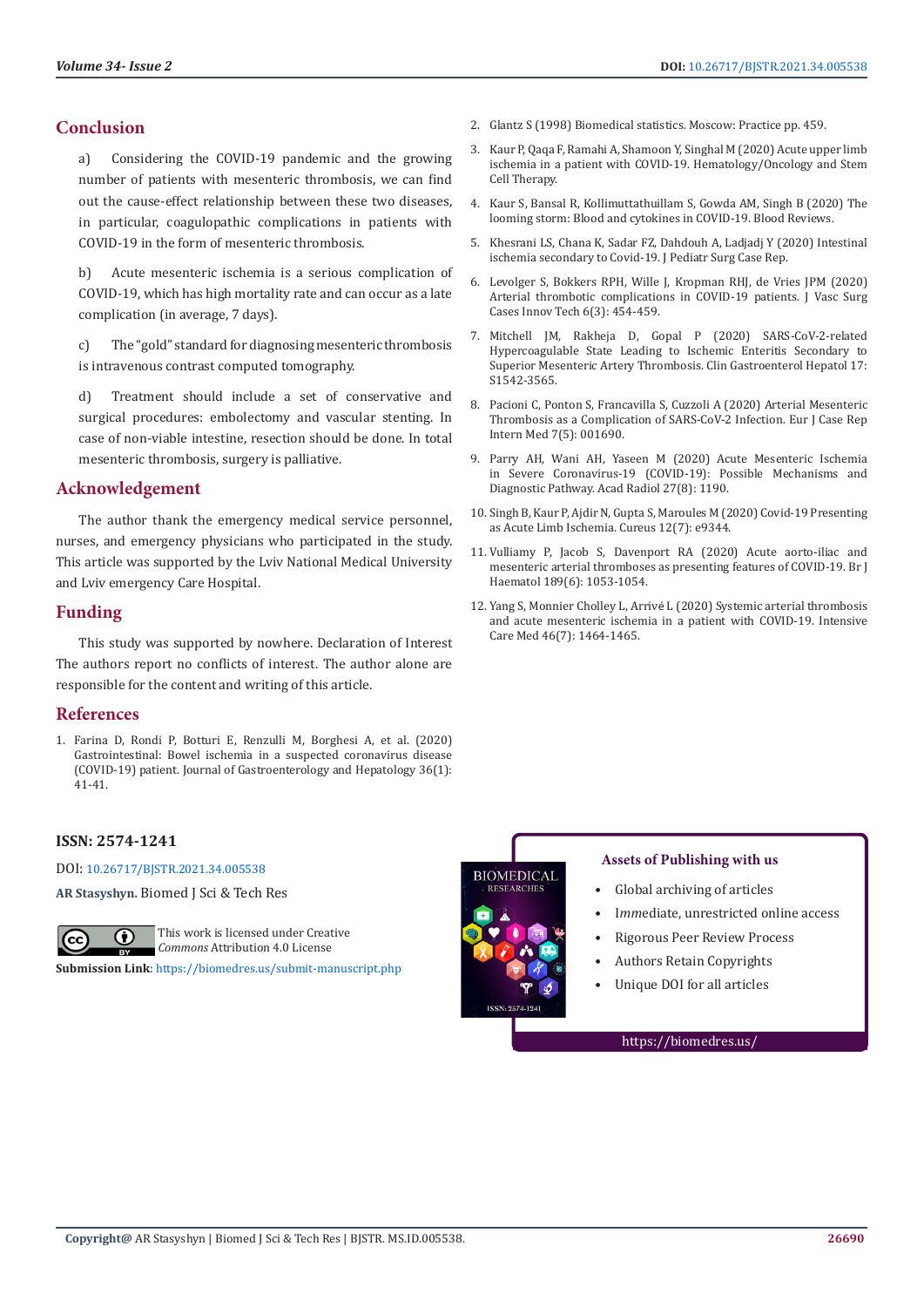## Conclusion

a) Considering the COVID-19 pandemic and the growing number of patients with mesenteric thrombosis, we can find out the cause-effect relationship between these two diseases, in particular, coagulopathic complications in patients with COVID-19 in the form of mesenteric thrombosis.

b) Acute mesenteric ischemia is a serious complication of COVID-19, which has high mortality rate and can occur as a late complication (in average, 7 days).

c) The "gold" standard for diagnosing mesenteric thrombosis is intravenous contrast computed tomography.

d) Treatment should include a set of conservative and surgical procedures: embolectomy and vascular stenting. In case of non-viable intestine, resection should be done. In total mesenteric thrombosis, surgery is palliative.

## Acknowledgement

The author thank the emergency medical service personnel, nurses, and emergency physicians who participated in the study. This article was supported by the Lviv National Medical University and Lviv emergency Care Hospital.

## Funding

This study was supported by nowhere. Declaration of Interest The authors report no conflicts of interest. The author alone are responsible for the content and writing of this article.

## References

1. Farina D, Rondi P, Botturi E, Renzulli M, Borghesi A, et al. (2020) Gastrointestinal: Bowel ischemia in a suspected coronavirus disease (COVID-19) patient. Journal of Gastroenterology and Hepatology 36(1): 41-41.
2. Glantz S (1998) Biomedical statistics. Moscow: Practice pp. 459.
3. Kaur P, Qaqa F, Ramahi A, Shamoon Y, Singhal M (2020) Acute upper limb ischemia in a patient with COVID-19. Hematology/Oncology and Stem Cell Therapy.
4. Kaur S, Bansal R, Kollimuttathuillam S, Gowda AM, Singh B (2020) The looming storm: Blood and cytokines in COVID-19. Blood Reviews.
5. Khesrani LS, Chana K, Sadar FZ, Dahdouh A, Ladjadj Y (2020) Intestinal ischemia secondary to Covid-19. J Pediatr Surg Case Rep.
6. Levolger S, Bokkers RPH, Wille J, Kropman RHJ, de Vries JPM (2020) Arterial thrombotic complications in COVID-19 patients. J Vasc Surg Cases Innov Tech 6(3): 454-459.
7. Mitchell JM, Rakheja D, Gopal P (2020) SARS-CoV-2-related Hypercoagulable State Leading to Ischemic Enteritis Secondary to Superior Mesenteric Artery Thrombosis. Clin Gastroenterol Hepatol 17: S1542-3565.
8. Pacioni C, Ponton S, Francavilla S, Cuzzoli A (2020) Arterial Mesenteric Thrombosis as a Complication of SARS-CoV-2 Infection. Eur J Case Rep Intern Med 7(5): 001690.
9. Parry AH, Wani AH, Yaseen M (2020) Acute Mesenteric Ischemia in Severe Coronavirus-19 (COVID-19): Possible Mechanisms and Diagnostic Pathway. Acad Radiol 27(8): 1190.
10. Singh B, Kaur P, Ajdir N, Gupta S, Maroules M (2020) Covid-19 Presenting as Acute Limb Ischemia. Cureus 12(7): e9344.
11. Vulliamy P, Jacob S, Davenport RA (2020) Acute aorto-iliac and mesenteric arterial thromboses as presenting features of COVID-19. Br J Haematol 189(6): 1053-1054.
12. Yang S, Monnier Cholley L, Arrivé L (2020) Systemic arterial thrombosis and acute mesenteric ischemia in a patient with COVID-19. Intensive Care Med 46(7): 1464-1465.

**ISSN: 2574-1241**

DOI: 10.26717/BJSTR.2021.34.005538

**AR Stasyshyn.** Biomed J Sci & Tech Res

This work is licensed under Creative *Commons* Attribution 4.0 License

**Submission Link**: https://biomedres.us/submit-manuscript.php

**Assets of Publishing with us**

- Global archiving of articles
- Immediate, unrestricted online access
- Rigorous Peer Review Process
- Authors Retain Copyrights
- Unique DOI for all articles

https://biomedres.us/